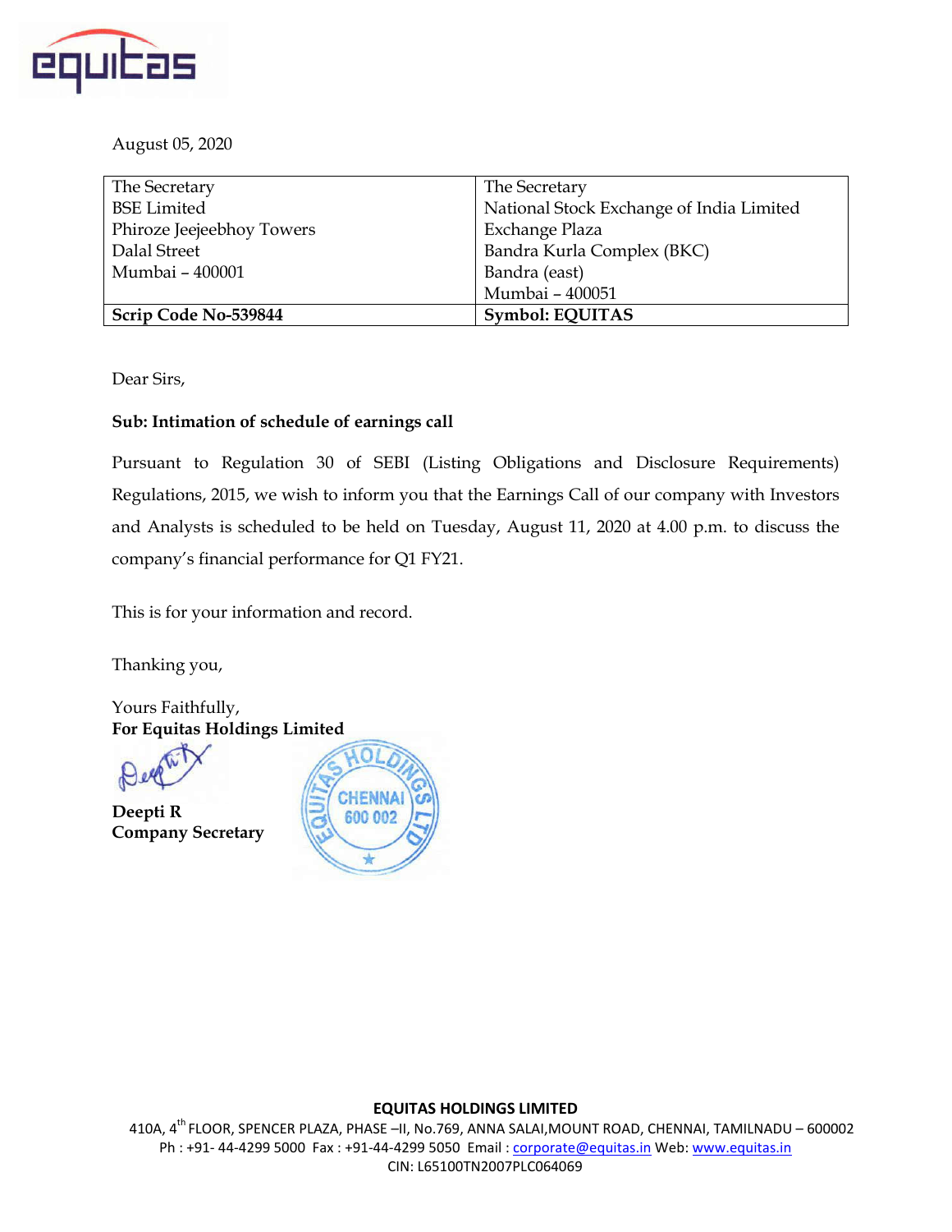August 05, 2020

| The Secretary<br>BSE Limited<br>Phiroze Jeejeebhoy Towers<br>Dalal Street<br>Mumbai – 400001 | The Secretary<br>National Stock Exchange of India Limited<br>Exchange Plaza<br>Bandra Kurla Complex (BKC)<br>Bandra (east)<br>Mumbai – 400051 |
|---|---|
| **Scrip Code No-539844** | **Symbol: EQUITAS** |

Dear Sirs,

**Sub: Intimation of schedule of earnings call**

Pursuant to Regulation 30 of SEBI (Listing Obligations and Disclosure Requirements) Regulations, 2015, we wish to inform you that the Earnings Call of our company with Investors and Analysts is scheduled to be held on Tuesday, August 11, 2020 at 4.00 p.m. to discuss the company's financial performance for Q1 FY21.

This is for your information and record.

Thanking you,

Yours Faithfully,
**For Equitas Holdings Limited**

**Deepti R**
**Company Secretary**

**EQUITAS HOLDINGS LIMITED**
410A, 4th FLOOR, SPENCER PLAZA, PHASE –II, No.769, ANNA SALAI,MOUNT ROAD, CHENNAI, TAMILNADU – 600002
Ph : +91- 44-4299 5000 Fax : +91-44-4299 5050 Email : corporate@equitas.in Web: www.equitas.in
CIN: L65100TN2007PLC064069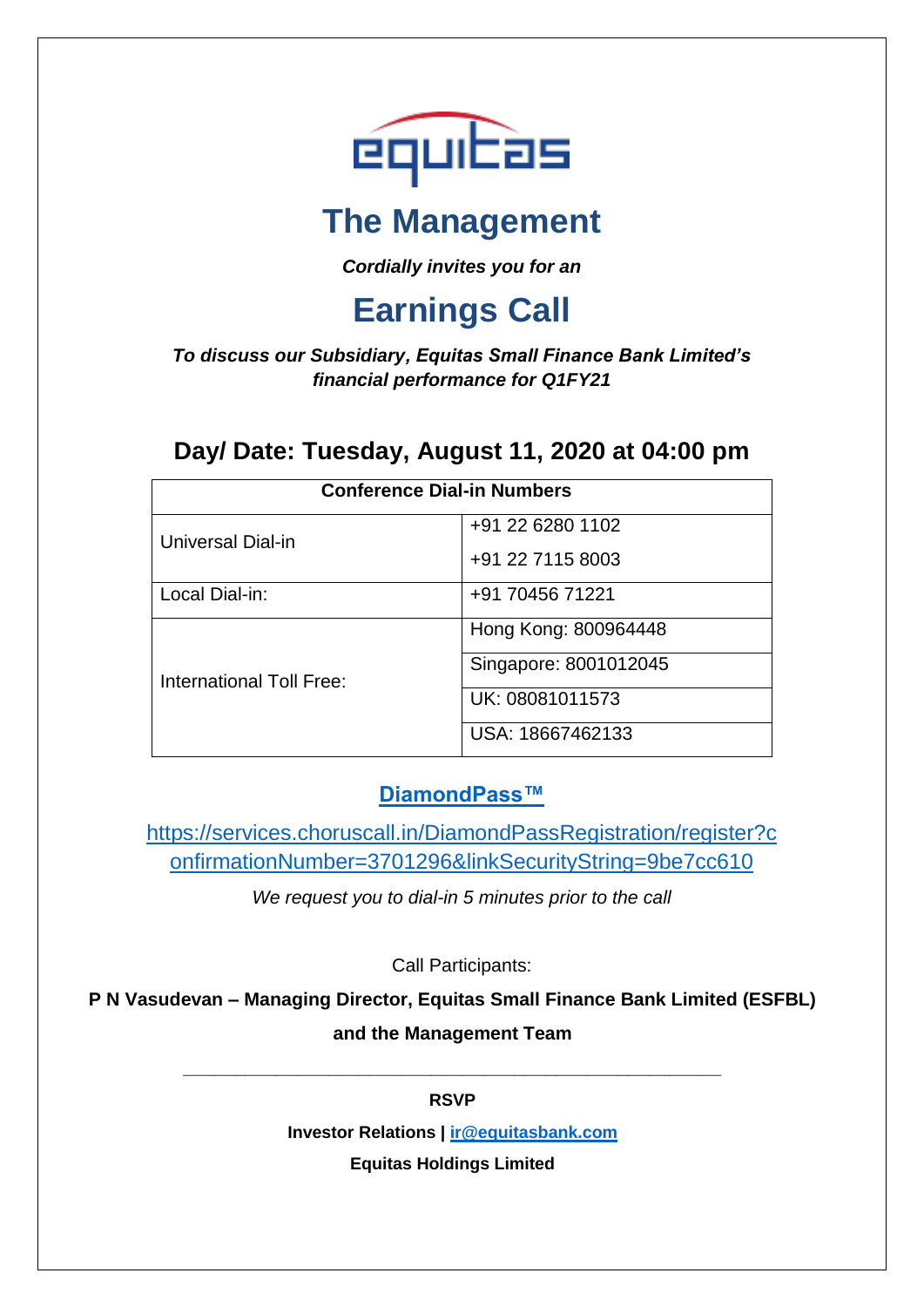equitas

# The Management

***Cordially invites you for an***

# Earnings Call

***To discuss our Subsidiary, Equitas Small Finance Bank Limited's financial performance for Q1FY21***

## Day/ Date: Tuesday, August 11, 2020 at 04:00 pm

| **Conference Dial-in Numbers** | |
|---|---|
| Universal Dial-in | +91 22 6280 1102 |
| | +91 22 7115 8003 |
| Local Dial-in: | +91 70456 71221 |
| International Toll Free: | Hong Kong: 800964448 |
| | Singapore: 8001012045 |
| | UK: 08081011573 |
| | USA: 18667462133 |

**DiamondPass™**

https://services.choruscall.in/DiamondPassRegistration/register?confirmationNumber=3701296&linkSecurityString=9be7cc610

*We request you to dial-in 5 minutes prior to the call*

Call Participants:

**P N Vasudevan – Managing Director, Equitas Small Finance Bank Limited (ESFBL)**

**and the Management Team**

---

**RSVP**

**Investor Relations | ir@equitasbank.com**

**Equitas Holdings Limited**